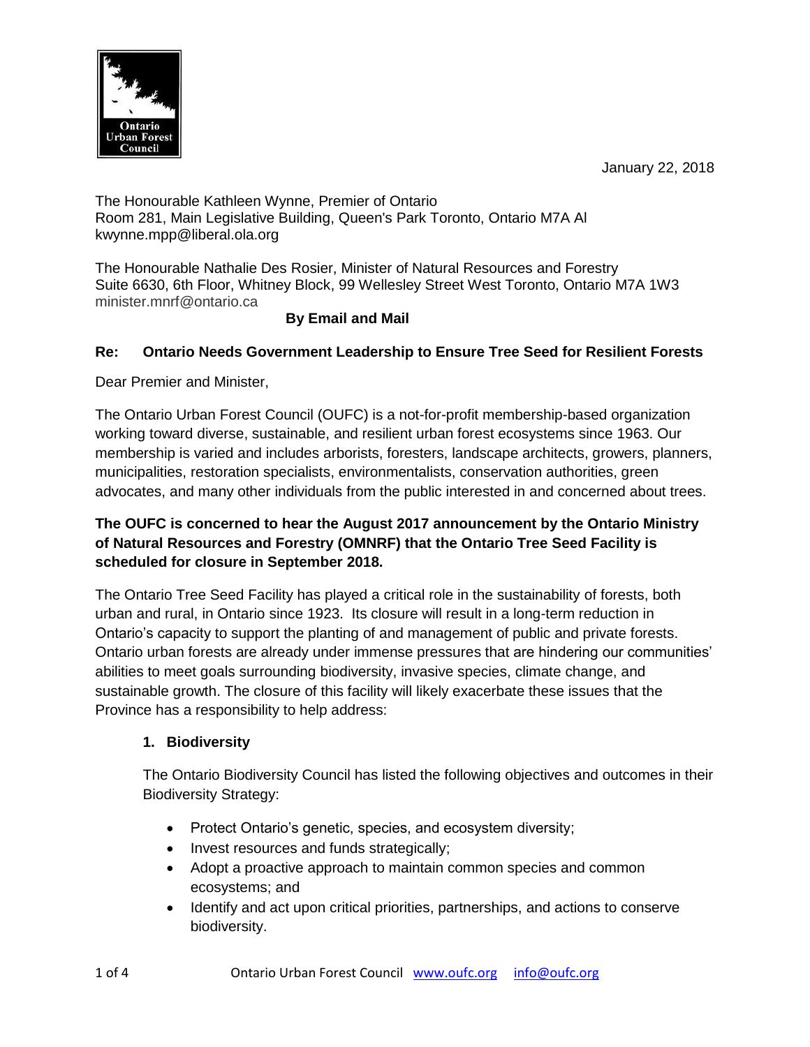Ontario Urban Forest Council

January 22, 2018

The Honourable Kathleen Wynne, Premier of Ontario
Room 281, Main Legislative Building, Queen's Park Toronto, Ontario M7A Al
kwynne.mpp@liberal.ola.org

The Honourable Nathalie Des Rosier, Minister of Natural Resources and Forestry
Suite 6630, 6th Floor, Whitney Block, 99 Wellesley Street West Toronto, Ontario M7A 1W3
minister.mnrf@ontario.ca

**By Email and Mail**

**Re: Ontario Needs Government Leadership to Ensure Tree Seed for Resilient Forests**

Dear Premier and Minister,

The Ontario Urban Forest Council (OUFC) is a not-for-profit membership-based organization working toward diverse, sustainable, and resilient urban forest ecosystems since 1963. Our membership is varied and includes arborists, foresters, landscape architects, growers, planners, municipalities, restoration specialists, environmentalists, conservation authorities, green advocates, and many other individuals from the public interested in and concerned about trees.

**The OUFC is concerned to hear the August 2017 announcement by the Ontario Ministry of Natural Resources and Forestry (OMNRF) that the Ontario Tree Seed Facility is scheduled for closure in September 2018.**

The Ontario Tree Seed Facility has played a critical role in the sustainability of forests, both urban and rural, in Ontario since 1923. Its closure will result in a long-term reduction in Ontario's capacity to support the planting of and management of public and private forests. Ontario urban forests are already under immense pressures that are hindering our communities' abilities to meet goals surrounding biodiversity, invasive species, climate change, and sustainable growth. The closure of this facility will likely exacerbate these issues that the Province has a responsibility to help address:

1. **Biodiversity**

   The Ontario Biodiversity Council has listed the following objectives and outcomes in their Biodiversity Strategy:

   - Protect Ontario's genetic, species, and ecosystem diversity;
   - Invest resources and funds strategically;
   - Adopt a proactive approach to maintain common species and common ecosystems; and
   - Identify and act upon critical priorities, partnerships, and actions to conserve biodiversity.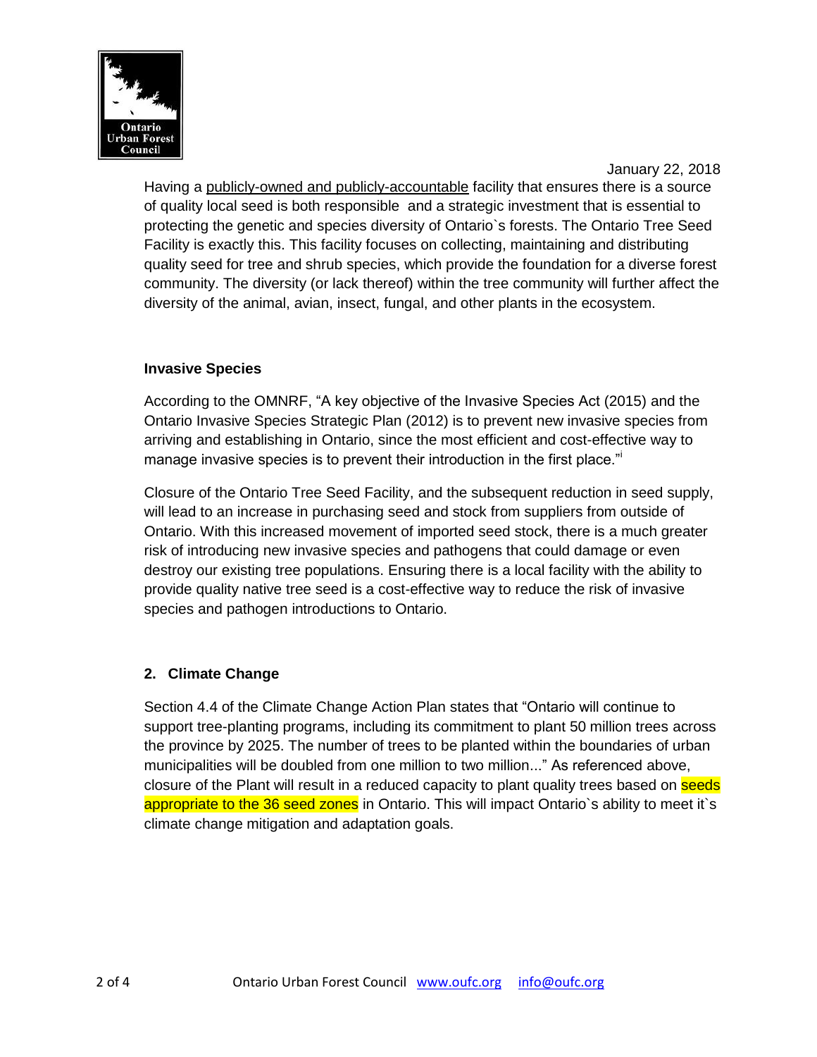January 22, 2018

Having a publicly-owned and publicly-accountable facility that ensures there is a source of quality local seed is both responsible and a strategic investment that is essential to protecting the genetic and species diversity of Ontario`s forests. The Ontario Tree Seed Facility is exactly this. This facility focuses on collecting, maintaining and distributing quality seed for tree and shrub species, which provide the foundation for a diverse forest community. The diversity (or lack thereof) within the tree community will further affect the diversity of the animal, avian, insect, fungal, and other plants in the ecosystem.

**Invasive Species**

According to the OMNRF, "A key objective of the Invasive Species Act (2015) and the Ontario Invasive Species Strategic Plan (2012) is to prevent new invasive species from arriving and establishing in Ontario, since the most efficient and cost-effective way to manage invasive species is to prevent their introduction in the first place."[i]

Closure of the Ontario Tree Seed Facility, and the subsequent reduction in seed supply, will lead to an increase in purchasing seed and stock from suppliers from outside of Ontario. With this increased movement of imported seed stock, there is a much greater risk of introducing new invasive species and pathogens that could damage or even destroy our existing tree populations. Ensuring there is a local facility with the ability to provide quality native tree seed is a cost-effective way to reduce the risk of invasive species and pathogen introductions to Ontario.

**2. Climate Change**

Section 4.4 of the Climate Change Action Plan states that "Ontario will continue to support tree-planting programs, including its commitment to plant 50 million trees across the province by 2025. The number of trees to be planted within the boundaries of urban municipalities will be doubled from one million to two million..." As referenced above, closure of the Plant will result in a reduced capacity to plant quality trees based on seeds appropriate to the 36 seed zones in Ontario. This will impact Ontario`s ability to meet it`s climate change mitigation and adaptation goals.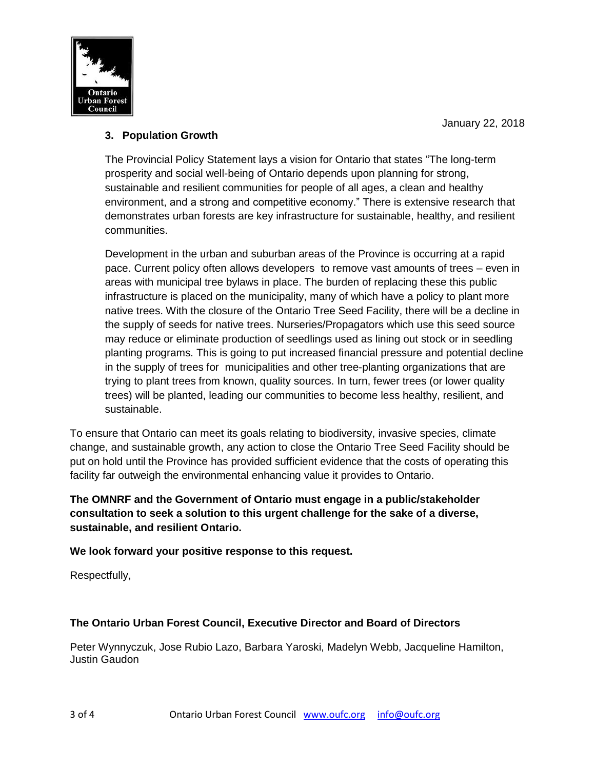January 22, 2018

### 3. Population Growth

The Provincial Policy Statement lays a vision for Ontario that states "The long-term prosperity and social well-being of Ontario depends upon planning for strong, sustainable and resilient communities for people of all ages, a clean and healthy environment, and a strong and competitive economy." There is extensive research that demonstrates urban forests are key infrastructure for sustainable, healthy, and resilient communities.

Development in the urban and suburban areas of the Province is occurring at a rapid pace. Current policy often allows developers to remove vast amounts of trees – even in areas with municipal tree bylaws in place. The burden of replacing these this public infrastructure is placed on the municipality, many of which have a policy to plant more native trees. With the closure of the Ontario Tree Seed Facility, there will be a decline in the supply of seeds for native trees. Nurseries/Propagators which use this seed source may reduce or eliminate production of seedlings used as lining out stock or in seedling planting programs. This is going to put increased financial pressure and potential decline in the supply of trees for municipalities and other tree-planting organizations that are trying to plant trees from known, quality sources. In turn, fewer trees (or lower quality trees) will be planted, leading our communities to become less healthy, resilient, and sustainable.

To ensure that Ontario can meet its goals relating to biodiversity, invasive species, climate change, and sustainable growth, any action to close the Ontario Tree Seed Facility should be put on hold until the Province has provided sufficient evidence that the costs of operating this facility far outweigh the environmental enhancing value it provides to Ontario.

**The OMNRF and the Government of Ontario must engage in a public/stakeholder consultation to seek a solution to this urgent challenge for the sake of a diverse, sustainable, and resilient Ontario.**

**We look forward your positive response to this request.**

Respectfully,

**The Ontario Urban Forest Council, Executive Director and Board of Directors**

Peter Wynnyczuk, Jose Rubio Lazo, Barbara Yaroski, Madelyn Webb, Jacqueline Hamilton, Justin Gaudon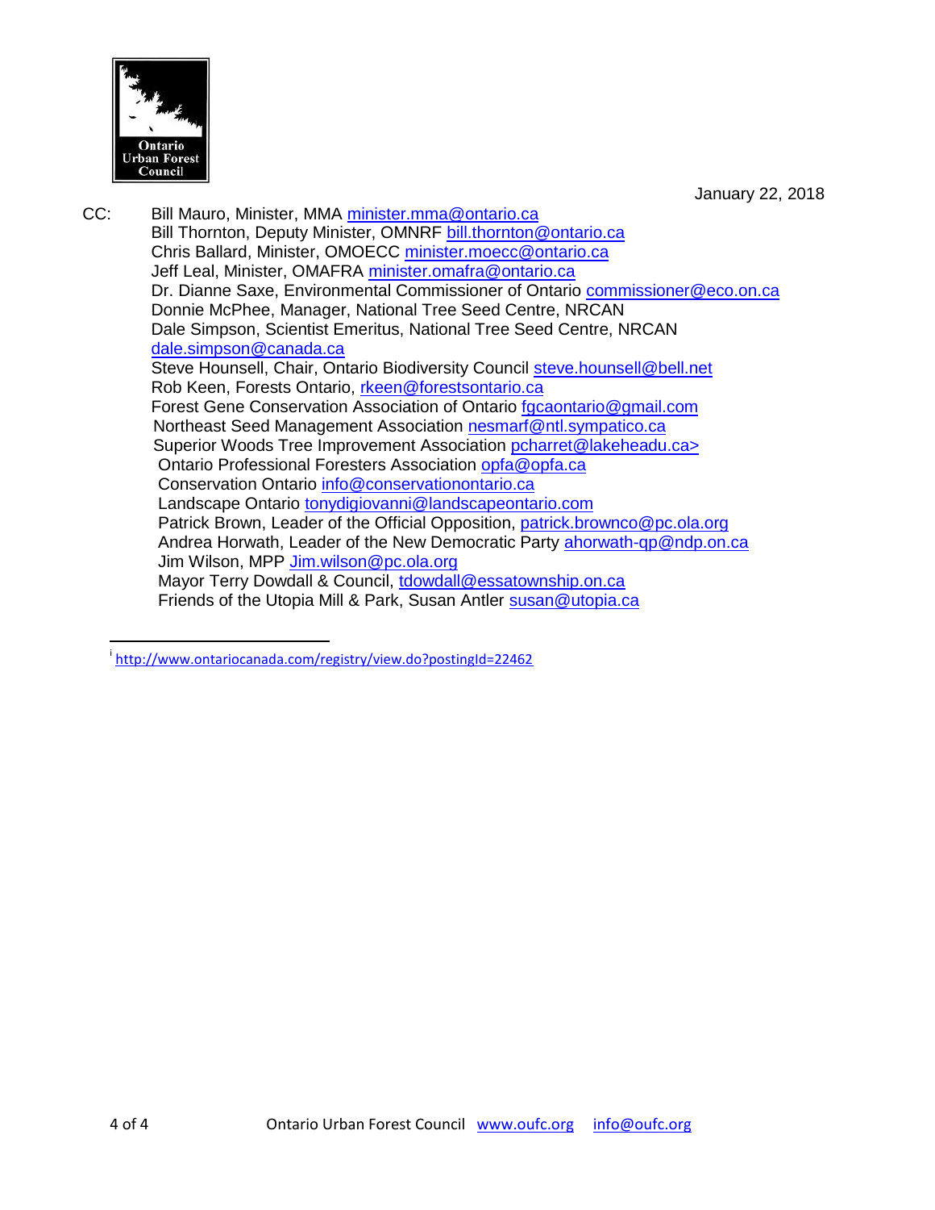January 22, 2018

CC:
Bill Mauro, Minister, MMA minister.mma@ontario.ca
Bill Thornton, Deputy Minister, OMNRF bill.thornton@ontario.ca
Chris Ballard, Minister, OMOECC minister.moecc@ontario.ca
Jeff Leal, Minister, OMAFRA minister.omafra@ontario.ca
Dr. Dianne Saxe, Environmental Commissioner of Ontario commissioner@eco.on.ca
Donnie McPhee, Manager, National Tree Seed Centre, NRCAN
Dale Simpson, Scientist Emeritus, National Tree Seed Centre, NRCAN dale.simpson@canada.ca
Steve Hounsell, Chair, Ontario Biodiversity Council steve.hounsell@bell.net
Rob Keen, Forests Ontario, rkeen@forestsontario.ca
Forest Gene Conservation Association of Ontario fgcaontario@gmail.com
Northeast Seed Management Association nesmarf@ntl.sympatico.ca
Superior Woods Tree Improvement Association pcharret@lakeheadu.ca>
Ontario Professional Foresters Association opfa@opfa.ca
Conservation Ontario info@conservationontario.ca
Landscape Ontario tonydigiovanni@landscapeontario.com
Patrick Brown, Leader of the Official Opposition, patrick.brownco@pc.ola.org
Andrea Horwath, Leader of the New Democratic Party ahorwath-qp@ndp.on.ca
Jim Wilson, MPP Jim.wilson@pc.ola.org
Mayor Terry Dowdall & Council, tdowdall@essatownship.on.ca
Friends of the Utopia Mill & Park, Susan Antler susan@utopia.ca

---

[i] http://www.ontariocanada.com/registry/view.do?postingId=22462